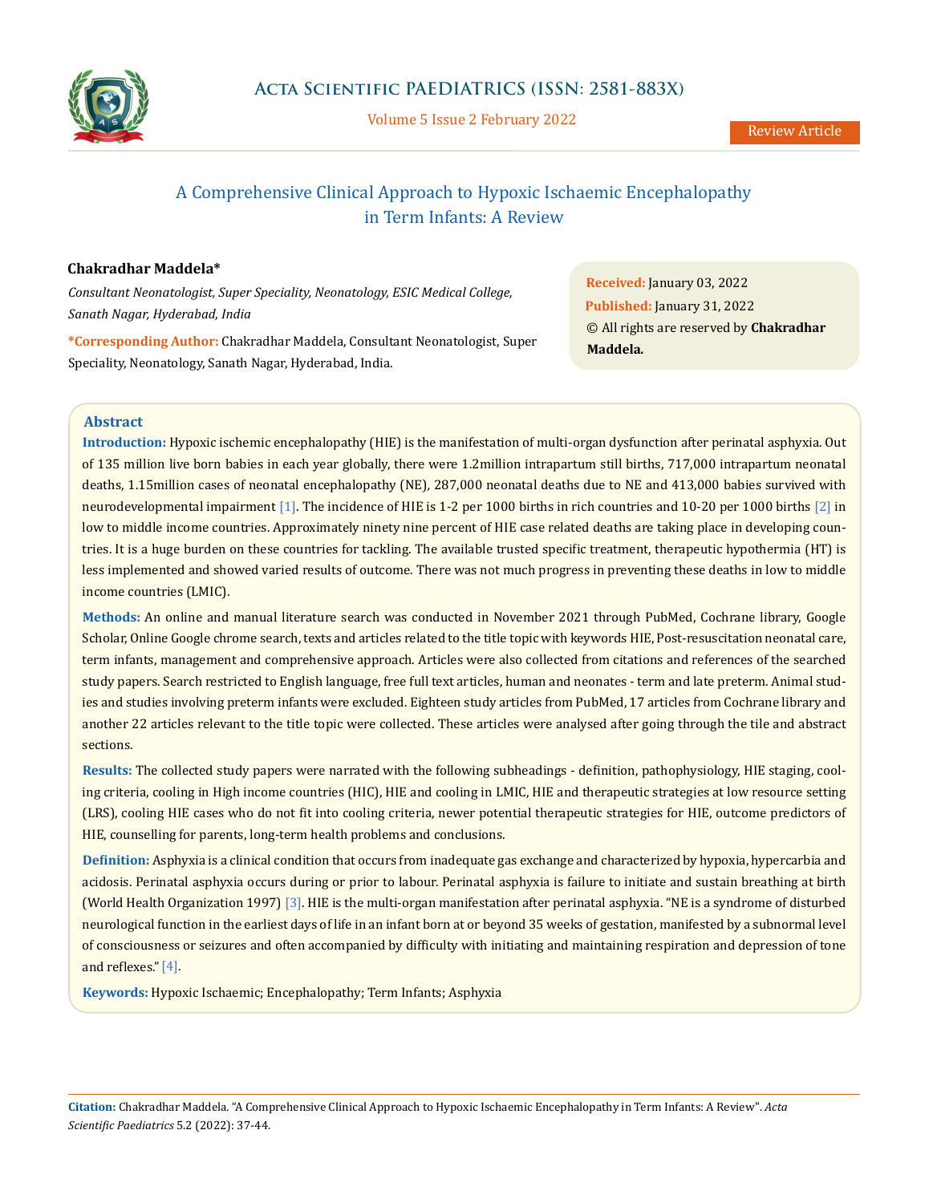# A Comprehensive Clinical Approach to Hypoxic Ischaemic Encephalopathy in Term Infants: A Review

**Chakradhar Maddela***

*Consultant Neonatologist, Super Speciality, Neonatology, ESIC Medical College, Sanath Nagar, Hyderabad, India*

***Corresponding Author:** Chakradhar Maddela, Consultant Neonatologist, Super Speciality, Neonatology, Sanath Nagar, Hyderabad, India.

**Received:** January 03, 2022
**Published:** January 31, 2022
© All rights are reserved by **Chakradhar Maddela.**

## Abstract

**Introduction:** Hypoxic ischemic encephalopathy (HIE) is the manifestation of multi-organ dysfunction after perinatal asphyxia. Out of 135 million live born babies in each year globally, there were 1.2million intrapartum still births, 717,000 intrapartum neonatal deaths, 1.15million cases of neonatal encephalopathy (NE), 287,000 neonatal deaths due to NE and 413,000 babies survived with neurodevelopmental impairment [1]. The incidence of HIE is 1-2 per 1000 births in rich countries and 10-20 per 1000 births [2] in low to middle income countries. Approximately ninety nine percent of HIE case related deaths are taking place in developing countries. It is a huge burden on these countries for tackling. The available trusted specific treatment, therapeutic hypothermia (HT) is less implemented and showed varied results of outcome. There was not much progress in preventing these deaths in low to middle income countries (LMIC).

**Methods:** An online and manual literature search was conducted in November 2021 through PubMed, Cochrane library, Google Scholar, Online Google chrome search, texts and articles related to the title topic with keywords HIE, Post-resuscitation neonatal care, term infants, management and comprehensive approach. Articles were also collected from citations and references of the searched study papers. Search restricted to English language, free full text articles, human and neonates - term and late preterm. Animal studies and studies involving preterm infants were excluded. Eighteen study articles from PubMed, 17 articles from Cochrane library and another 22 articles relevant to the title topic were collected. These articles were analysed after going through the tile and abstract sections.

**Results:** The collected study papers were narrated with the following subheadings - definition, pathophysiology, HIE staging, cooling criteria, cooling in High income countries (HIC), HIE and cooling in LMIC, HIE and therapeutic strategies at low resource setting (LRS), cooling HIE cases who do not fit into cooling criteria, newer potential therapeutic strategies for HIE, outcome predictors of HIE, counselling for parents, long-term health problems and conclusions.

**Definition:** Asphyxia is a clinical condition that occurs from inadequate gas exchange and characterized by hypoxia, hypercarbia and acidosis. Perinatal asphyxia occurs during or prior to labour. Perinatal asphyxia is failure to initiate and sustain breathing at birth (World Health Organization 1997) [3]. HIE is the multi-organ manifestation after perinatal asphyxia. "NE is a syndrome of disturbed neurological function in the earliest days of life in an infant born at or beyond 35 weeks of gestation, manifested by a subnormal level of consciousness or seizures and often accompanied by difficulty with initiating and maintaining respiration and depression of tone and reflexes." [4].

**Keywords:** Hypoxic Ischaemic; Encephalopathy; Term Infants; Asphyxia

**Citation:** Chakradhar Maddela. "A Comprehensive Clinical Approach to Hypoxic Ischaemic Encephalopathy in Term Infants: A Review". *Acta Scientific Paediatrics* 5.2 (2022): 37-44.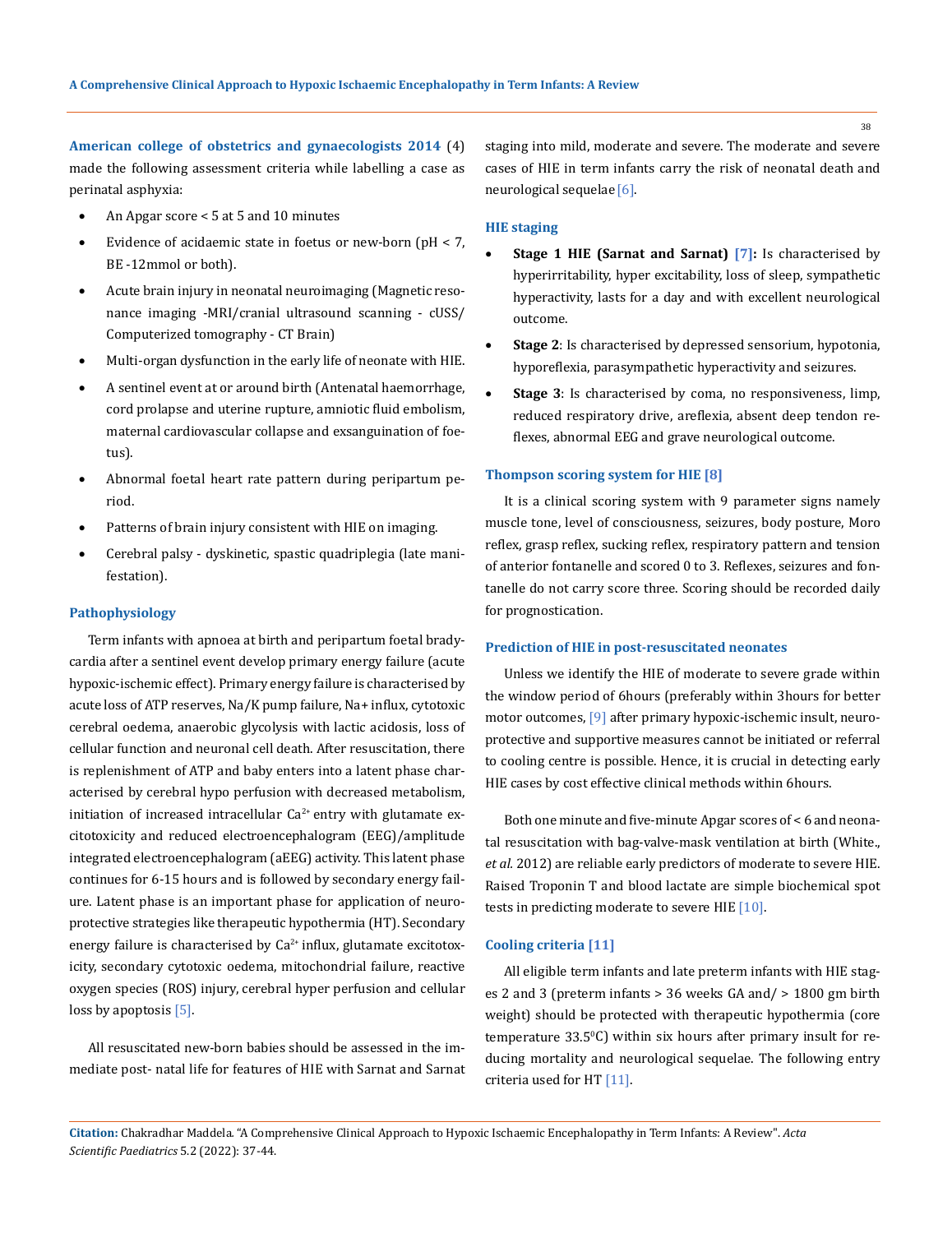**American college of obstetrics and gynaecologists 2014** (4) made the following assessment criteria while labelling a case as perinatal asphyxia:

- An Apgar score < 5 at 5 and 10 minutes
- Evidence of acidaemic state in foetus or new-born (pH < 7, BE -12mmol or both).
- Acute brain injury in neonatal neuroimaging (Magnetic resonance imaging -MRI/cranial ultrasound scanning - cUSS/ Computerized tomography - CT Brain)
- Multi-organ dysfunction in the early life of neonate with HIE.
- A sentinel event at or around birth (Antenatal haemorrhage, cord prolapse and uterine rupture, amniotic fluid embolism, maternal cardiovascular collapse and exsanguination of foetus).
- Abnormal foetal heart rate pattern during peripartum period.
- Patterns of brain injury consistent with HIE on imaging.
- Cerebral palsy - dyskinetic, spastic quadriplegia (late manifestation).

### Pathophysiology

Term infants with apnoea at birth and peripartum foetal bradycardia after a sentinel event develop primary energy failure (acute hypoxic-ischemic effect). Primary energy failure is characterised by acute loss of ATP reserves, Na/K pump failure, Na+ influx, cytotoxic cerebral oedema, anaerobic glycolysis with lactic acidosis, loss of cellular function and neuronal cell death. After resuscitation, there is replenishment of ATP and baby enters into a latent phase characterised by cerebral hypo perfusion with decreased metabolism, initiation of increased intracellular $Ca^{2+}$ entry with glutamate excitotoxicity and reduced electroencephalogram (EEG)/amplitude integrated electroencephalogram (aEEG) activity. This latent phase continues for 6-15 hours and is followed by secondary energy failure. Latent phase is an important phase for application of neuroprotective strategies like therapeutic hypothermia (HT). Secondary energy failure is characterised by $Ca^{2+}$ influx, glutamate excitotoxicity, secondary cytotoxic oedema, mitochondrial failure, reactive oxygen species (ROS) injury, cerebral hyper perfusion and cellular loss by apoptosis [5].

All resuscitated new-born babies should be assessed in the immediate post- natal life for features of HIE with Sarnat and Sarnat staging into mild, moderate and severe. The moderate and severe cases of HIE in term infants carry the risk of neonatal death and neurological sequelae [6].

### HIE staging

- **Stage 1 HIE (Sarnat and Sarnat) [7]:** Is characterised by hyperirritability, hyper excitability, loss of sleep, sympathetic hyperactivity, lasts for a day and with excellent neurological outcome.
- **Stage 2**: Is characterised by depressed sensorium, hypotonia, hyporeflexia, parasympathetic hyperactivity and seizures.
- **Stage 3**: Is characterised by coma, no responsiveness, limp, reduced respiratory drive, areflexia, absent deep tendon reflexes, abnormal EEG and grave neurological outcome.

### Thompson scoring system for HIE [8]

It is a clinical scoring system with 9 parameter signs namely muscle tone, level of consciousness, seizures, body posture, Moro reflex, grasp reflex, sucking reflex, respiratory pattern and tension of anterior fontanelle and scored 0 to 3. Reflexes, seizures and fontanelle do not carry score three. Scoring should be recorded daily for prognostication.

### Prediction of HIE in post-resuscitated neonates

Unless we identify the HIE of moderate to severe grade within the window period of 6hours (preferably within 3hours for better motor outcomes, [9] after primary hypoxic-ischemic insult, neuroprotective and supportive measures cannot be initiated or referral to cooling centre is possible. Hence, it is crucial in detecting early HIE cases by cost effective clinical methods within 6hours.

Both one minute and five-minute Apgar scores of < 6 and neonatal resuscitation with bag-valve-mask ventilation at birth (White., *et al.* 2012) are reliable early predictors of moderate to severe HIE. Raised Troponin T and blood lactate are simple biochemical spot tests in predicting moderate to severe HIE [10].

### Cooling criteria [11]

All eligible term infants and late preterm infants with HIE stages 2 and 3 (preterm infants > 36 weeks GA and/ > 1800 gm birth weight) should be protected with therapeutic hypothermia (core temperature $33.5^0$C) within six hours after primary insult for reducing mortality and neurological sequelae. The following entry criteria used for HT [11].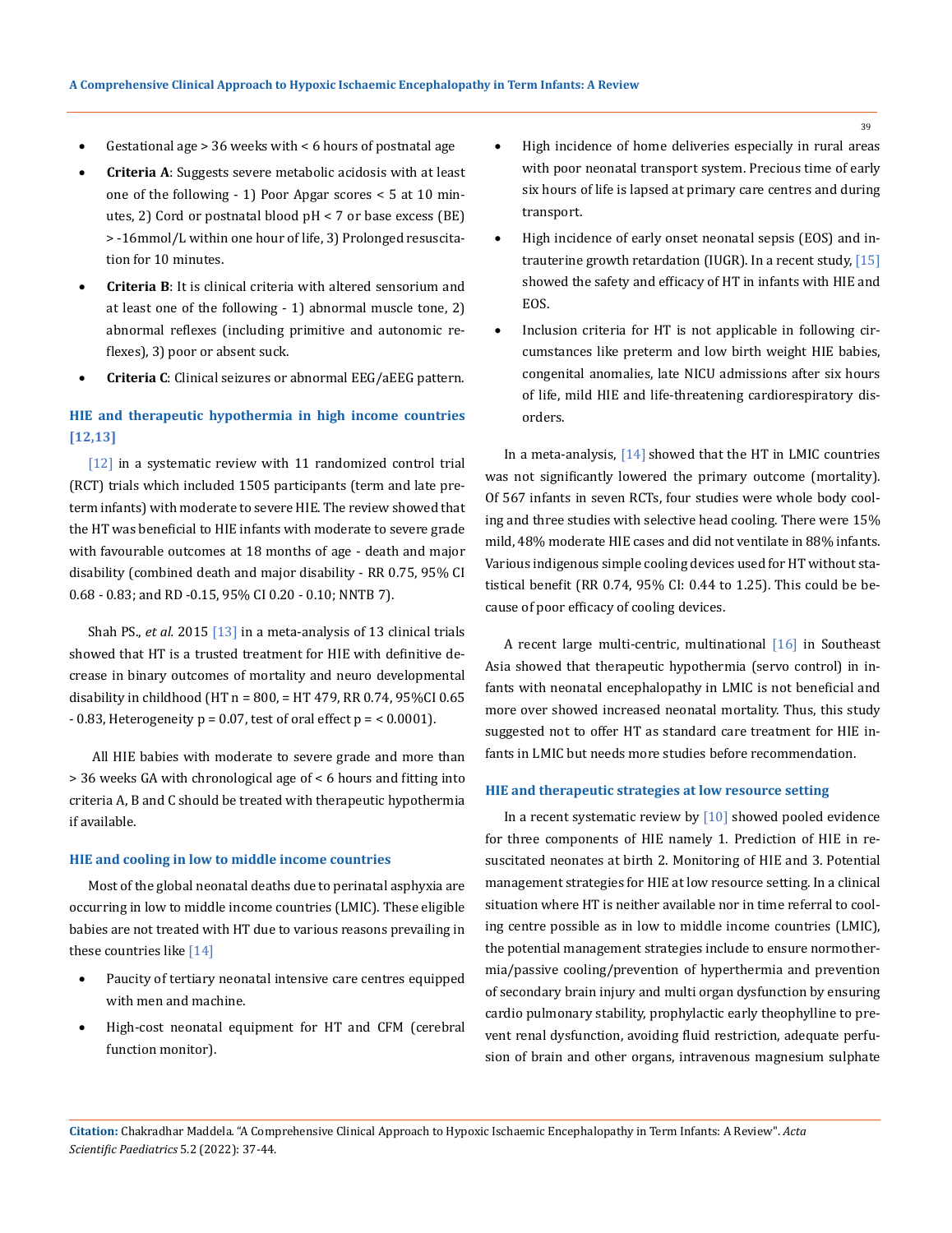- Gestational age > 36 weeks with < 6 hours of postnatal age
- **Criteria A**: Suggests severe metabolic acidosis with at least one of the following - 1) Poor Apgar scores < 5 at 10 minutes, 2) Cord or postnatal blood pH < 7 or base excess (BE) > -16mmol/L within one hour of life, 3) Prolonged resuscitation for 10 minutes.
- **Criteria B**: It is clinical criteria with altered sensorium and at least one of the following - 1) abnormal muscle tone, 2) abnormal reflexes (including primitive and autonomic reflexes), 3) poor or absent suck.
- **Criteria C**: Clinical seizures or abnormal EEG/aEEG pattern.

### HIE and therapeutic hypothermia in high income countries [12,13]

[12] in a systematic review with 11 randomized control trial (RCT) trials which included 1505 participants (term and late preterm infants) with moderate to severe HIE. The review showed that the HT was beneficial to HIE infants with moderate to severe grade with favourable outcomes at 18 months of age - death and major disability (combined death and major disability - RR 0.75, 95% CI 0.68 - 0.83; and RD -0.15, 95% CI 0.20 - 0.10; NNTB 7).

Shah PS., *et al.* 2015 [13] in a meta-analysis of 13 clinical trials showed that HT is a trusted treatment for HIE with definitive decrease in binary outcomes of mortality and neuro developmental disability in childhood (HT n = 800, = HT 479, RR 0.74, 95%CI 0.65 - 0.83, Heterogeneity p = 0.07, test of oral effect p = < 0.0001).

All HIE babies with moderate to severe grade and more than > 36 weeks GA with chronological age of < 6 hours and fitting into criteria A, B and C should be treated with therapeutic hypothermia if available.

### HIE and cooling in low to middle income countries

Most of the global neonatal deaths due to perinatal asphyxia are occurring in low to middle income countries (LMIC). These eligible babies are not treated with HT due to various reasons prevailing in these countries like [14]

- Paucity of tertiary neonatal intensive care centres equipped with men and machine.
- High-cost neonatal equipment for HT and CFM (cerebral function monitor).
- High incidence of home deliveries especially in rural areas with poor neonatal transport system. Precious time of early six hours of life is lapsed at primary care centres and during transport.
- High incidence of early onset neonatal sepsis (EOS) and intrauterine growth retardation (IUGR). In a recent study, [15] showed the safety and efficacy of HT in infants with HIE and EOS.
- Inclusion criteria for HT is not applicable in following circumstances like preterm and low birth weight HIE babies, congenital anomalies, late NICU admissions after six hours of life, mild HIE and life-threatening cardiorespiratory disorders.

In a meta-analysis, [14] showed that the HT in LMIC countries was not significantly lowered the primary outcome (mortality). Of 567 infants in seven RCTs, four studies were whole body cooling and three studies with selective head cooling. There were 15% mild, 48% moderate HIE cases and did not ventilate in 88% infants. Various indigenous simple cooling devices used for HT without statistical benefit (RR 0.74, 95% CI: 0.44 to 1.25). This could be because of poor efficacy of cooling devices.

A recent large multi-centric, multinational [16] in Southeast Asia showed that therapeutic hypothermia (servo control) in infants with neonatal encephalopathy in LMIC is not beneficial and more over showed increased neonatal mortality. Thus, this study suggested not to offer HT as standard care treatment for HIE infants in LMIC but needs more studies before recommendation.

### HIE and therapeutic strategies at low resource setting

In a recent systematic review by [10] showed pooled evidence for three components of HIE namely 1. Prediction of HIE in resuscitated neonates at birth 2. Monitoring of HIE and 3. Potential management strategies for HIE at low resource setting. In a clinical situation where HT is neither available nor in time referral to cooling centre possible as in low to middle income countries (LMIC), the potential management strategies include to ensure normothermia/passive cooling/prevention of hyperthermia and prevention of secondary brain injury and multi organ dysfunction by ensuring cardio pulmonary stability, prophylactic early theophylline to prevent renal dysfunction, avoiding fluid restriction, adequate perfusion of brain and other organs, intravenous magnesium sulphate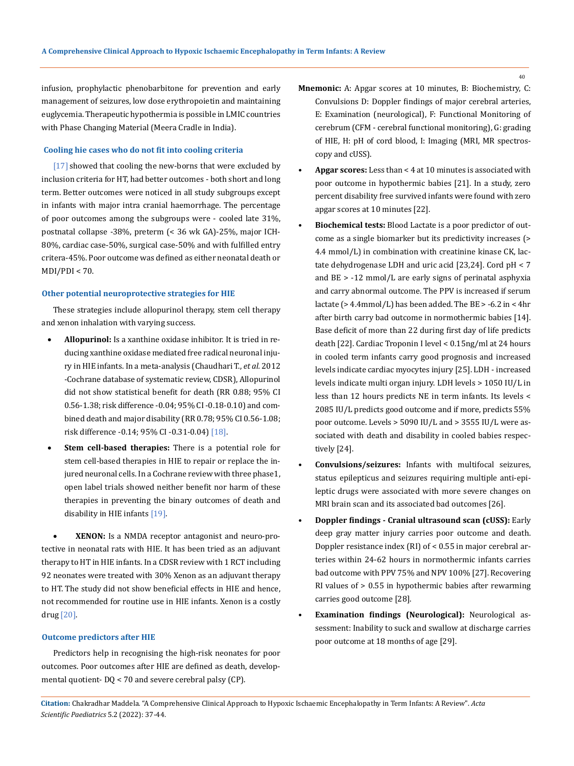infusion, prophylactic phenobarbitone for prevention and early management of seizures, low dose erythropoietin and maintaining euglycemia. Therapeutic hypothermia is possible in LMIC countries with Phase Changing Material (Meera Cradle in India).

### Cooling hie cases who do not fit into cooling criteria

[17] showed that cooling the new-borns that were excluded by inclusion criteria for HT, had better outcomes - both short and long term. Better outcomes were noticed in all study subgroups except in infants with major intra cranial haemorrhage. The percentage of poor outcomes among the subgroups were - cooled late 31%, postnatal collapse -38%, preterm (< 36 wk GA)-25%, major ICH-80%, cardiac case-50%, surgical case-50% and with fulfilled entry critera-45%. Poor outcome was defined as either neonatal death or MDI/PDI < 70.

### Other potential neuroprotective strategies for HIE

These strategies include allopurinol therapy, stem cell therapy and xenon inhalation with varying success.

- **Allopurinol:** Is a xanthine oxidase inhibitor. It is tried in reducing xanthine oxidase mediated free radical neuronal injury in HIE infants. In a meta-analysis (Chaudhari T., *et al.* 2012 -Cochrane database of systematic review, CDSR), Allopurinol did not show statistical benefit for death (RR 0.88; 95% CI 0.56-1.38; risk difference -0.04; 95% CI -0.18-0.10) and combined death and major disability (RR 0.78; 95% CI 0.56-1.08; risk difference -0.14; 95% CI -0.31-0.04) [18].
- **Stem cell-based therapies:** There is a potential role for stem cell-based therapies in HIE to repair or replace the injured neuronal cells. In a Cochrane review with three phase1, open label trials showed neither benefit nor harm of these therapies in preventing the binary outcomes of death and disability in HIE infants [19].
- **XENON:** Is a NMDA receptor antagonist and neuro-protective in neonatal rats with HIE. It has been tried as an adjuvant therapy to HT in HIE infants. In a CDSR review with 1 RCT including 92 neonates were treated with 30% Xenon as an adjuvant therapy to HT. The study did not show beneficial effects in HIE and hence, not recommended for routine use in HIE infants. Xenon is a costly drug [20].

### Outcome predictors after HIE

Predictors help in recognising the high-risk neonates for poor outcomes. Poor outcomes after HIE are defined as death, developmental quotient- DQ < 70 and severe cerebral palsy (CP).

**Mnemonic:** A: Apgar scores at 10 minutes, B: Biochemistry, C: Convulsions D: Doppler findings of major cerebral arteries, E: Examination (neurological), F: Functional Monitoring of cerebrum (CFM - cerebral functional monitoring), G: grading of HIE, H: pH of cord blood, I: Imaging (MRI, MR spectroscopy and cUSS).

- **Apgar scores:** Less than < 4 at 10 minutes is associated with poor outcome in hypothermic babies [21]. In a study, zero percent disability free survived infants were found with zero apgar scores at 10 minutes [22].
- **Biochemical tests:** Blood Lactate is a poor predictor of outcome as a single biomarker but its predictivity increases (> 4.4 mmol/L) in combination with creatinine kinase CK, lactate dehydrogenase LDH and uric acid [23,24]. Cord pH < 7 and BE > -12 mmol/L are early signs of perinatal asphyxia and carry abnormal outcome. The PPV is increased if serum lactate (> 4.4mmol/L) has been added. The BE > -6.2 in < 4hr after birth carry bad outcome in normothermic babies [14]. Base deficit of more than 22 during first day of life predicts death [22]. Cardiac Troponin I level < 0.15ng/ml at 24 hours in cooled term infants carry good prognosis and increased levels indicate cardiac myocytes injury [25]. LDH - increased levels indicate multi organ injury. LDH levels > 1050 IU/L in less than 12 hours predicts NE in term infants. Its levels < 2085 IU/L predicts good outcome and if more, predicts 55% poor outcome. Levels > 5090 IU/L and > 3555 IU/L were associated with death and disability in cooled babies respectively [24].
- **Convulsions/seizures:** Infants with multifocal seizures, status epilepticus and seizures requiring multiple anti-epileptic drugs were associated with more severe changes on MRI brain scan and its associated bad outcomes [26].
- **Doppler findings - Cranial ultrasound scan (cUSS):** Early deep gray matter injury carries poor outcome and death. Doppler resistance index (RI) of < 0.55 in major cerebral arteries within 24-62 hours in normothermic infants carries bad outcome with PPV 75% and NPV 100% [27]. Recovering RI values of > 0.55 in hypothermic babies after rewarming carries good outcome [28].
- **Examination findings (Neurological):** Neurological assessment: Inability to suck and swallow at discharge carries poor outcome at 18 months of age [29].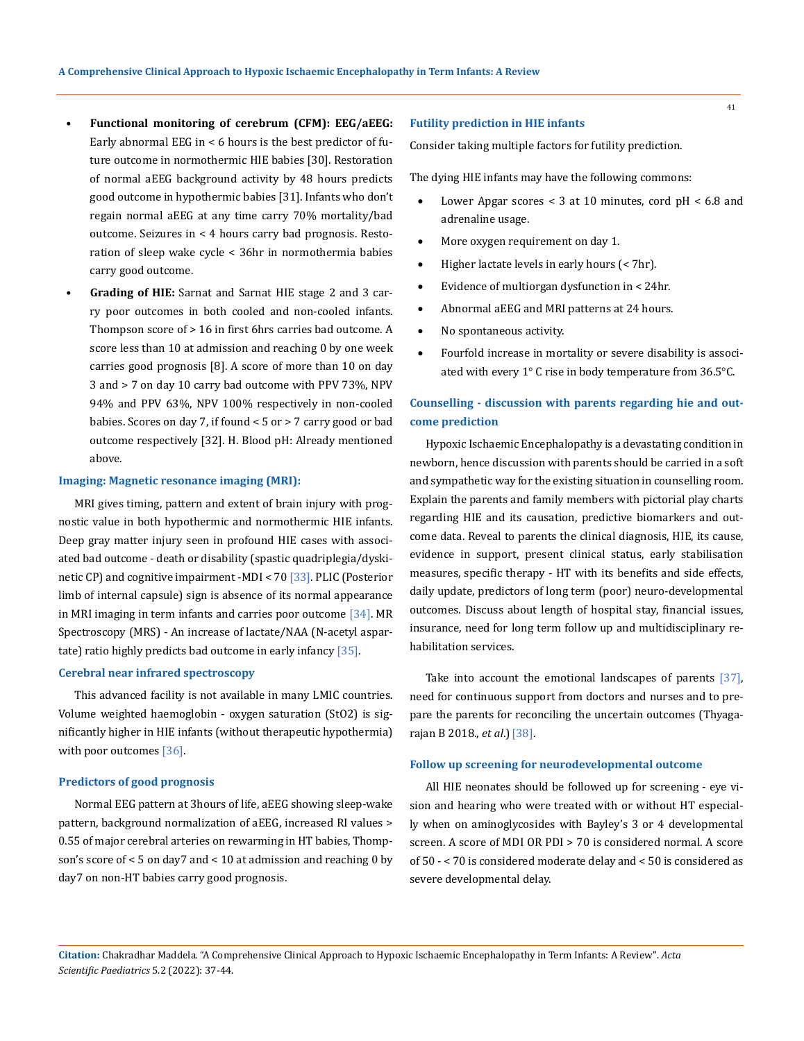- **Functional monitoring of cerebrum (CFM): EEG/aEEG:** Early abnormal EEG in < 6 hours is the best predictor of future outcome in normothermic HIE babies [30]. Restoration of normal aEEG background activity by 48 hours predicts good outcome in hypothermic babies [31]. Infants who don't regain normal aEEG at any time carry 70% mortality/bad outcome. Seizures in < 4 hours carry bad prognosis. Restoration of sleep wake cycle < 36hr in normothermia babies carry good outcome.
- **Grading of HIE:** Sarnat and Sarnat HIE stage 2 and 3 carry poor outcomes in both cooled and non-cooled infants. Thompson score of > 16 in first 6hrs carries bad outcome. A score less than 10 at admission and reaching 0 by one week carries good prognosis [8]. A score of more than 10 on day 3 and > 7 on day 10 carry bad outcome with PPV 73%, NPV 94% and PPV 63%, NPV 100% respectively in non-cooled babies. Scores on day 7, if found < 5 or > 7 carry good or bad outcome respectively [32]. H. Blood pH: Already mentioned above.

### Imaging: Magnetic resonance imaging (MRI):

MRI gives timing, pattern and extent of brain injury with prognostic value in both hypothermic and normothermic HIE infants. Deep gray matter injury seen in profound HIE cases with associated bad outcome - death or disability (spastic quadriplegia/dyskinetic CP) and cognitive impairment -MDI < 70 [33]. PLIC (Posterior limb of internal capsule) sign is absence of its normal appearance in MRI imaging in term infants and carries poor outcome [34]. MR Spectroscopy (MRS) - An increase of lactate/NAA (N-acetyl aspartate) ratio highly predicts bad outcome in early infancy [35].

### Cerebral near infrared spectroscopy

This advanced facility is not available in many LMIC countries. Volume weighted haemoglobin - oxygen saturation (StO2) is significantly higher in HIE infants (without therapeutic hypothermia) with poor outcomes [36].

### Predictors of good prognosis

Normal EEG pattern at 3hours of life, aEEG showing sleep-wake pattern, background normalization of aEEG, increased RI values > 0.55 of major cerebral arteries on rewarming in HT babies, Thompson's score of < 5 on day7 and < 10 at admission and reaching 0 by day7 on non-HT babies carry good prognosis.

### Futility prediction in HIE infants

Consider taking multiple factors for futility prediction.

The dying HIE infants may have the following commons:

- Lower Apgar scores < 3 at 10 minutes, cord pH < 6.8 and adrenaline usage.
- More oxygen requirement on day 1.
- Higher lactate levels in early hours (< 7hr).
- Evidence of multiorgan dysfunction in < 24hr.
- Abnormal aEEG and MRI patterns at 24 hours.
- No spontaneous activity.
- Fourfold increase in mortality or severe disability is associated with every 1° C rise in body temperature from 36.5°C.

### Counselling - discussion with parents regarding hie and outcome prediction

Hypoxic Ischaemic Encephalopathy is a devastating condition in newborn, hence discussion with parents should be carried in a soft and sympathetic way for the existing situation in counselling room. Explain the parents and family members with pictorial play charts regarding HIE and its causation, predictive biomarkers and outcome data. Reveal to parents the clinical diagnosis, HIE, its cause, evidence in support, present clinical status, early stabilisation measures, specific therapy - HT with its benefits and side effects, daily update, predictors of long term (poor) neuro-developmental outcomes. Discuss about length of hospital stay, financial issues, insurance, need for long term follow up and multidisciplinary rehabilitation services.

Take into account the emotional landscapes of parents [37], need for continuous support from doctors and nurses and to prepare the parents for reconciling the uncertain outcomes (Thyagarajan B 2018., *et al*.) [38].

### Follow up screening for neurodevelopmental outcome

All HIE neonates should be followed up for screening - eye vision and hearing who were treated with or without HT especially when on aminoglycosides with Bayley's 3 or 4 developmental screen. A score of MDI OR PDI > 70 is considered normal. A score of 50 - < 70 is considered moderate delay and < 50 is considered as severe developmental delay.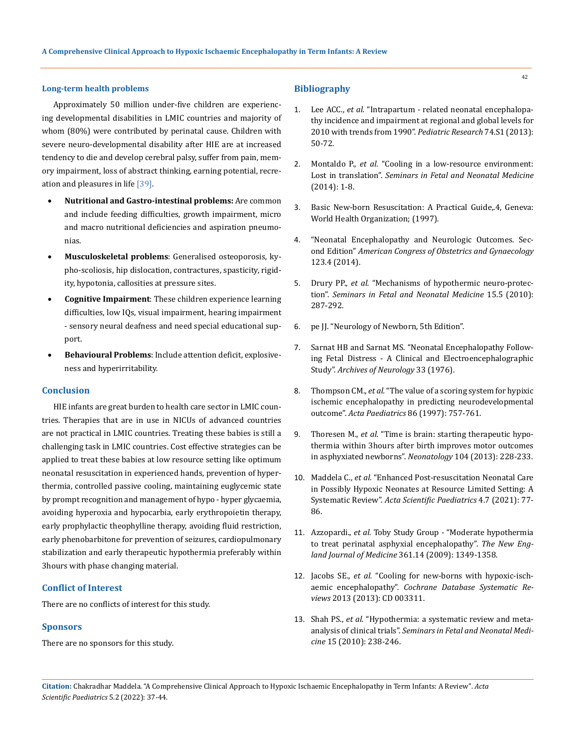### Long-term health problems

Approximately 50 million under-five children are experiencing developmental disabilities in LMIC countries and majority of whom (80%) were contributed by perinatal cause. Children with severe neuro-developmental disability after HIE are at increased tendency to die and develop cerebral palsy, suffer from pain, memory impairment, loss of abstract thinking, earning potential, recreation and pleasures in life [39].

- **Nutritional and Gastro-intestinal problems:** Are common and include feeding difficulties, growth impairment, micro and macro nutritional deficiencies and aspiration pneumonias.
- **Musculoskeletal problems**: Generalised osteoporosis, kypho-scoliosis, hip dislocation, contractures, spasticity, rigidity, hypotonia, callosities at pressure sites.
- **Cognitive Impairment**: These children experience learning difficulties, low IQs, visual impairment, hearing impairment - sensory neural deafness and need special educational support.
- **Behavioural Problems**: Include attention deficit, explosiveness and hyperirritability.

## Conclusion

HIE infants are great burden to health care sector in LMIC countries. Therapies that are in use in NICUs of advanced countries are not practical in LMIC countries. Treating these babies is still a challenging task in LMIC countries. Cost effective strategies can be applied to treat these babies at low resource setting like optimum neonatal resuscitation in experienced hands, prevention of hyperthermia, controlled passive cooling, maintaining euglycemic state by prompt recognition and management of hypo - hyper glycaemia, avoiding hyperoxia and hypocarbia, early erythropoietin therapy, early prophylactic theophylline therapy, avoiding fluid restriction, early phenobarbitone for prevention of seizures, cardiopulmonary stabilization and early therapeutic hypothermia preferably within 3hours with phase changing material.

## Conflict of Interest

There are no conflicts of interest for this study.

## Sponsors

There are no sponsors for this study.

## Bibliography

1. Lee ACC., *et al.* "Intrapartum - related neonatal encephalopathy incidence and impairment at regional and global levels for 2010 with trends from 1990". *Pediatric Research* 74.S1 (2013): 50-72.
2. Montaldo P., *et al.* "Cooling in a low-resource environment: Lost in translation". *Seminars in Fetal and Neonatal Medicine* (2014): 1-8.
3. Basic New-born Resuscitation: A Practical Guide,.4, Geneva: World Health Organization; (1997).
4. "Neonatal Encephalopathy and Neurologic Outcomes. Second Edition" *American Congress of Obstetrics and Gynaecology* 123.4 (2014).
5. Drury PP., *et al.* "Mechanisms of hypothermic neuro-protection". *Seminars in Fetal and Neonatal Medicine* 15.5 (2010): 287-292.
6. pe JJ. "Neurology of Newborn, 5th Edition".
7. Sarnat HB and Sarnat MS. "Neonatal Encephalopathy Following Fetal Distress - A Clinical and Electroencephalographic Study". *Archives of Neurology* 33 (1976).
8. Thompson CM., *et al.* "The value of a scoring system for hypixic ischemic encephalopathy in predicting neurodevelopmental outcome". *Acta Paediatrics* 86 (1997): 757-761.
9. Thoresen M., *et al.* "Time is brain: starting therapeutic hypothermia within 3hours after birth improves motor outcomes in asphyxiated newborns". *Neonatology* 104 (2013): 228-233.
10. Maddela C., *et al.* "Enhanced Post-resuscitation Neonatal Care in Possibly Hypoxic Neonates at Resource Limited Setting: A Systematic Review". *Acta Scientific Paediatrics* 4.7 (2021): 77-86.
11. Azzopardi., *et al.* Toby Study Group - "Moderate hypothermia to treat perinatal asphyxial encephalopathy". *The New England Journal of Medicine* 361.14 (2009): 1349-1358.
12. Jacobs SE., *et al.* "Cooling for new-borns with hypoxic-ischaemic encephalopathy". *Cochrane Database Systematic Reviews* 2013 (2013): CD 003311.
13. Shah PS., *et al.* "Hypothermia: a systematic review and meta-analysis of clinical trials". *Seminars in Fetal and Neonatal Medicine* 15 (2010): 238-246.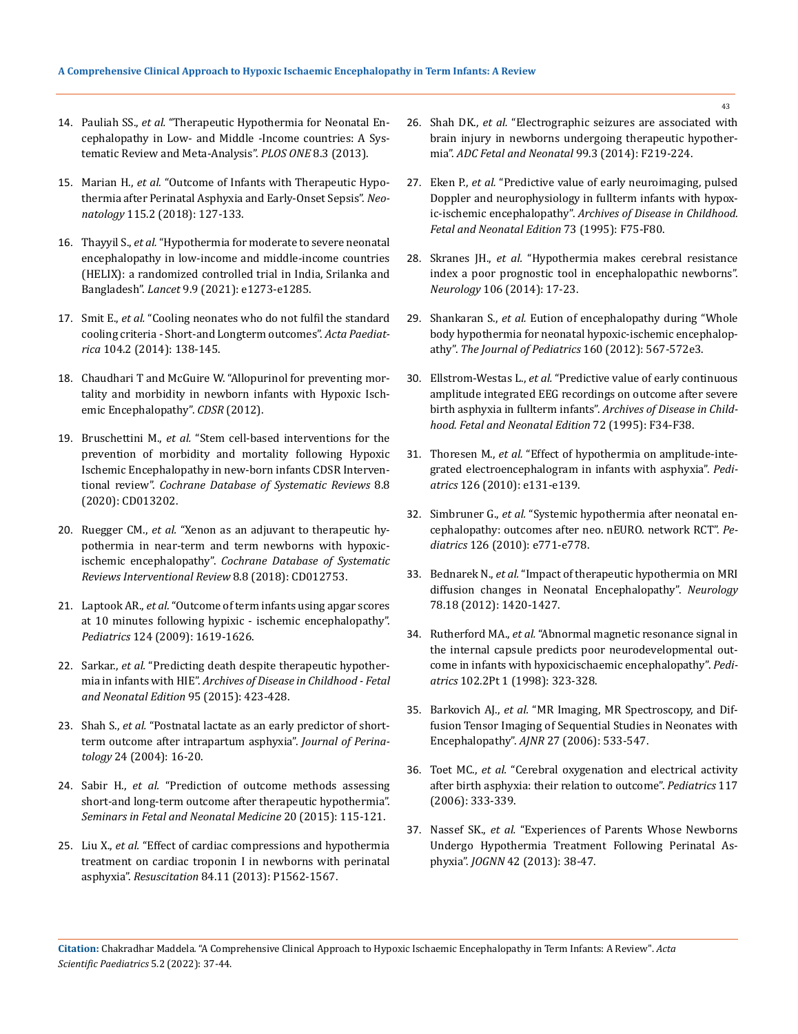14. Pauliah SS., *et al.* "Therapeutic Hypothermia for Neonatal Encephalopathy in Low- and Middle -Income countries: A Systematic Review and Meta-Analysis". *PLOS ONE* 8.3 (2013).

15. Marian H., *et al.* "Outcome of Infants with Therapeutic Hypothermia after Perinatal Asphyxia and Early-Onset Sepsis". *Neonatology* 115.2 (2018): 127-133.

16. Thayyil S., *et al.* "Hypothermia for moderate to severe neonatal encephalopathy in low-income and middle-income countries (HELIX): a randomized controlled trial in India, Srilanka and Bangladesh". *Lancet* 9.9 (2021): e1273-e1285.

17. Smit E., *et al.* "Cooling neonates who do not fulfil the standard cooling criteria - Short-and Longterm outcomes". *Acta Paediatrica* 104.2 (2014): 138-145.

18. Chaudhari T and McGuire W. "Allopurinol for preventing mortality and morbidity in newborn infants with Hypoxic Ischemic Encephalopathy". *CDSR* (2012).

19. Bruschettini M., *et al.* "Stem cell-based interventions for the prevention of morbidity and mortality following Hypoxic Ischemic Encephalopathy in new-born infants CDSR Interventional review". *Cochrane Database of Systematic Reviews* 8.8 (2020): CD013202.

20. Ruegger CM., *et al.* "Xenon as an adjuvant to therapeutic hypothermia in near-term and term newborns with hypoxic-ischemic encephalopathy". *Cochrane Database of Systematic Reviews Interventional Review* 8.8 (2018): CD012753.

21. Laptook AR., *et al.* "Outcome of term infants using apgar scores at 10 minutes following hypixic - ischemic encephalopathy". *Pediatrics* 124 (2009): 1619-1626.

22. Sarkar., *et al.* "Predicting death despite therapeutic hypothermia in infants with HIE". *Archives of Disease in Childhood - Fetal and Neonatal Edition* 95 (2015): 423-428.

23. Shah S., *et al.* "Postnatal lactate as an early predictor of short-term outcome after intrapartum asphyxia". *Journal of Perinatology* 24 (2004): 16-20.

24. Sabir H., *et al.* "Prediction of outcome methods assessing short-and long-term outcome after therapeutic hypothermia". *Seminars in Fetal and Neonatal Medicine* 20 (2015): 115-121.

25. Liu X., *et al.* "Effect of cardiac compressions and hypothermia treatment on cardiac troponin I in newborns with perinatal asphyxia". *Resuscitation* 84.11 (2013): P1562-1567.

26. Shah DK., *et al.* "Electrographic seizures are associated with brain injury in newborns undergoing therapeutic hypothermia". *ADC Fetal and Neonatal* 99.3 (2014): F219-224.

27. Eken P., *et al.* "Predictive value of early neuroimaging, pulsed Doppler and neurophysiology in fullterm infants with hypoxic-ischemic encephalopathy". *Archives of Disease in Childhood. Fetal and Neonatal Edition* 73 (1995): F75-F80.

28. Skranes JH., *et al.* "Hypothermia makes cerebral resistance index a poor prognostic tool in encephalopathic newborns". *Neurology* 106 (2014): 17-23.

29. Shankaran S., *et al.* Eution of encephalopathy during "Whole body hypothermia for neonatal hypoxic-ischemic encephalopathy". *The Journal of Pediatrics* 160 (2012): 567-572e3.

30. Ellstrom-Westas L., *et al.* "Predictive value of early continuous amplitude integrated EEG recordings on outcome after severe birth asphyxia in fullterm infants". *Archives of Disease in Childhood. Fetal and Neonatal Edition* 72 (1995): F34-F38.

31. Thoresen M., *et al.* "Effect of hypothermia on amplitude-integrated electroencephalogram in infants with asphyxia". *Pediatrics* 126 (2010): e131-e139.

32. Simbruner G., *et al.* "Systemic hypothermia after neonatal encephalopathy: outcomes after neo. nEURO. network RCT". *Pediatrics* 126 (2010): e771-e778.

33. Bednarek N., *et al.* "Impact of therapeutic hypothermia on MRI diffusion changes in Neonatal Encephalopathy". *Neurology* 78.18 (2012): 1420-1427.

34. Rutherford MA., *et al.* "Abnormal magnetic resonance signal in the internal capsule predicts poor neurodevelopmental outcome in infants with hypoxicischaemic encephalopathy". *Pediatrics* 102.2Pt 1 (1998): 323-328.

35. Barkovich AJ., *et al.* "MR Imaging, MR Spectroscopy, and Diffusion Tensor Imaging of Sequential Studies in Neonates with Encephalopathy". *AJNR* 27 (2006): 533-547.

36. Toet MC., *et al.* "Cerebral oxygenation and electrical activity after birth asphyxia: their relation to outcome". *Pediatrics* 117 (2006): 333-339.

37. Nassef SK., *et al.* "Experiences of Parents Whose Newborns Undergo Hypothermia Treatment Following Perinatal Asphyxia". *JOGNN* 42 (2013): 38-47.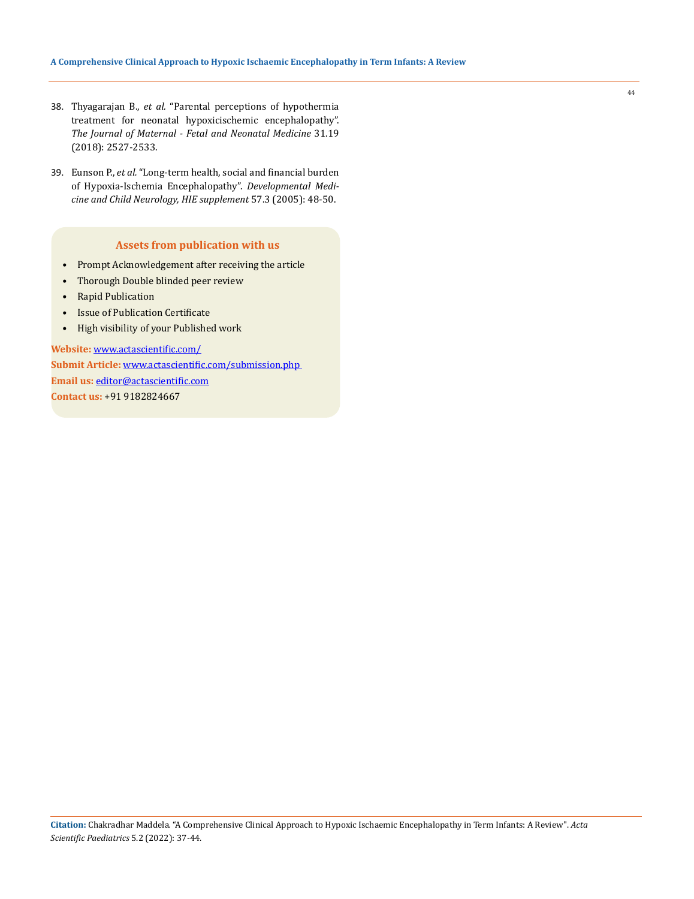38. Thyagarajan B., *et al.* "Parental perceptions of hypothermia treatment for neonatal hypoxicischemic encephalopathy". *The Journal of Maternal - Fetal and Neonatal Medicine* 31.19 (2018): 2527-2533.

39. Eunson P., *et al.* "Long-term health, social and financial burden of Hypoxia-Ischemia Encephalopathy". *Developmental Medicine and Child Neurology, HIE supplement* 57.3 (2005): 48-50.

**Assets from publication with us**

- Prompt Acknowledgement after receiving the article
- Thorough Double blinded peer review
- Rapid Publication
- Issue of Publication Certificate
- High visibility of your Published work

**Website:** www.actascientific.com/

**Submit Article:** www.actascientific.com/submission.php

**Email us:** editor@actascientific.com

**Contact us:** +91 9182824667